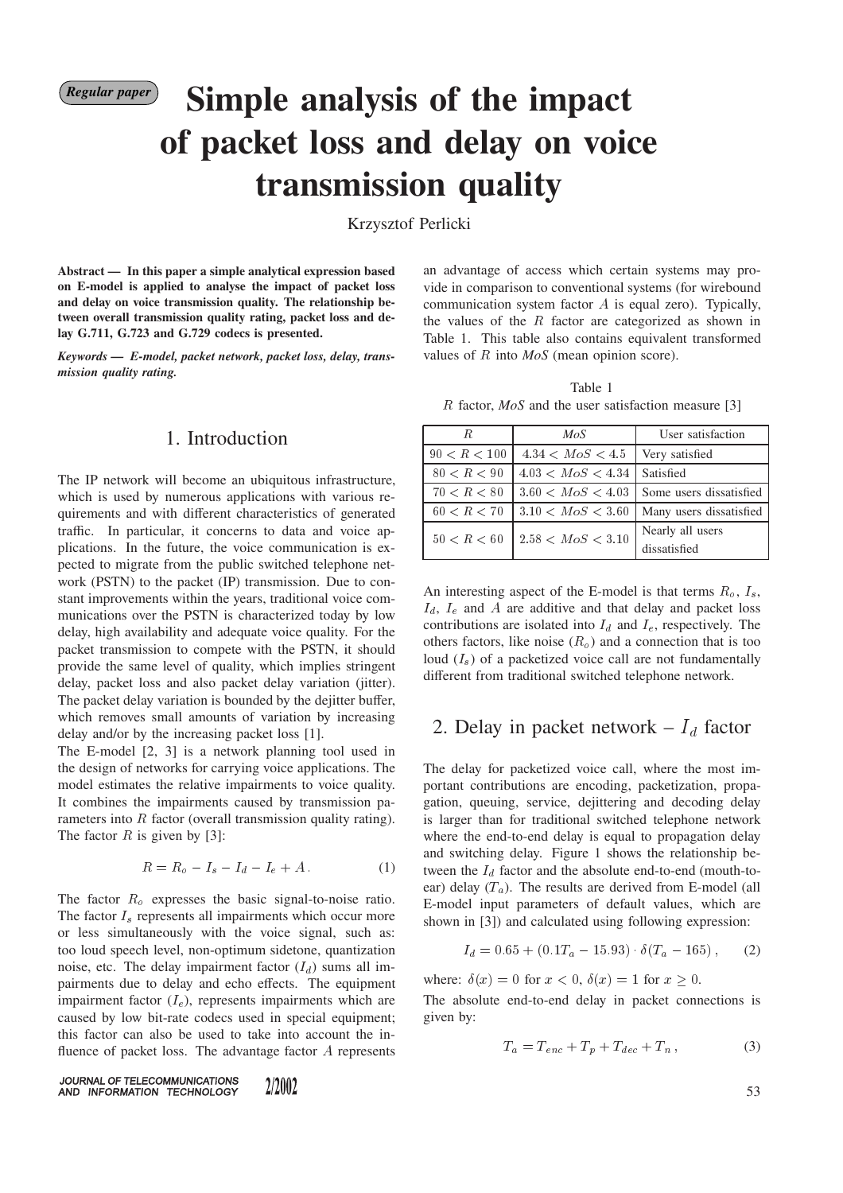*Regular paper*

# Simple analysis of the impact of packet loss and delay on voice transmission quality

Krzysztof Perlicki

**Abstract — In this paper a simple analytical expression based on E-model is applied to analyse the impact of packet loss and delay on voice transmission quality. The relationship between overall transmission quality rating, packet loss and delay G.711, G.723 and G.729 codecs is presented.**

***Keywords — E-model, packet network, packet loss, delay, transmission quality rating.***

## 1. Introduction

The IP network will become an ubiquitous infrastructure, which is used by numerous applications with various requirements and with different characteristics of generated traffic. In particular, it concerns to data and voice applications. In the future, the voice communication is expected to migrate from the public switched telephone network (PSTN) to the packet (IP) transmission. Due to constant improvements within the years, traditional voice communications over the PSTN is characterized today by low delay, high availability and adequate voice quality. For the packet transmission to compete with the PSTN, it should provide the same level of quality, which implies stringent delay, packet loss and also packet delay variation (jitter). The packet delay variation is bounded by the dejitter buffer, which removes small amounts of variation by increasing delay and/or by the increasing packet loss [1].

The E-model [2, 3] is a network planning tool used in the design of networks for carrying voice applications. The model estimates the relative impairments to voice quality. It combines the impairments caused by transmission parameters into $R$ factor (overall transmission quality rating). The factor $R$ is given by [3]:

$$R = R_o - I_s - I_d - I_e + A\,. \qquad (1)$$

The factor $R_o$ expresses the basic signal-to-noise ratio. The factor $I_s$ represents all impairments which occur more or less simultaneously with the voice signal, such as: too loud speech level, non-optimum sidetone, quantization noise, etc. The delay impairment factor ($I_d$) sums all impairments due to delay and echo effects. The equipment impairment factor ($I_e$), represents impairments which are caused by low bit-rate codecs used in special equipment; this factor can also be used to take into account the influence of packet loss. The advantage factor $A$ represents an advantage of access which certain systems may provide in comparison to conventional systems (for wirebound communication system factor $A$ is equal zero). Typically, the values of the $R$ factor are categorized as shown in Table 1. This table also contains equivalent transformed values of $R$ into *MoS* (mean opinion score).

Table 1
$R$ factor, *MoS* and the user satisfaction measure [3]

| $R$ | *MoS* | User satisfaction |
|---|---|---|
| $90 < R < 100$ | $4.34 < MoS < 4.5$ | Very satisfied |
| $80 < R < 90$ | $4.03 < MoS < 4.34$ | Satisfied |
| $70 < R < 80$ | $3.60 < MoS < 4.03$ | Some users dissatisfied |
| $60 < R < 70$ | $3.10 < MoS < 3.60$ | Many users dissatisfied |
| $50 < R < 60$ | $2.58 < MoS < 3.10$ | Nearly all users dissatisfied |

An interesting aspect of the E-model is that terms $R_o$, $I_s$, $I_d$, $I_e$ and $A$ are additive and that delay and packet loss contributions are isolated into $I_d$ and $I_e$, respectively. The others factors, like noise ($R_o$) and a connection that is too loud ($I_s$) of a packetized voice call are not fundamentally different from traditional switched telephone network.

## 2. Delay in packet network – $I_d$ factor

The delay for packetized voice call, where the most important contributions are encoding, packetization, propagation, queuing, service, dejittering and decoding delay is larger than for traditional switched telephone network where the end-to-end delay is equal to propagation delay and switching delay. Figure 1 shows the relationship between the $I_d$ factor and the absolute end-to-end (mouth-to-ear) delay ($T_a$). The results are derived from E-model (all E-model input parameters of default values, which are shown in [3]) and calculated using following expression:

$$I_d = 0.65 + (0.1T_a - 15.93) \cdot \delta(T_a - 165)\,, \qquad (2)$$

where: $\delta(x) = 0$ for $x < 0$, $\delta(x) = 1$ for $x \geq 0$.

The absolute end-to-end delay in packet connections is given by:

$$T_a = T_{enc} + T_p + T_{dec} + T_n\,, \qquad (3)$$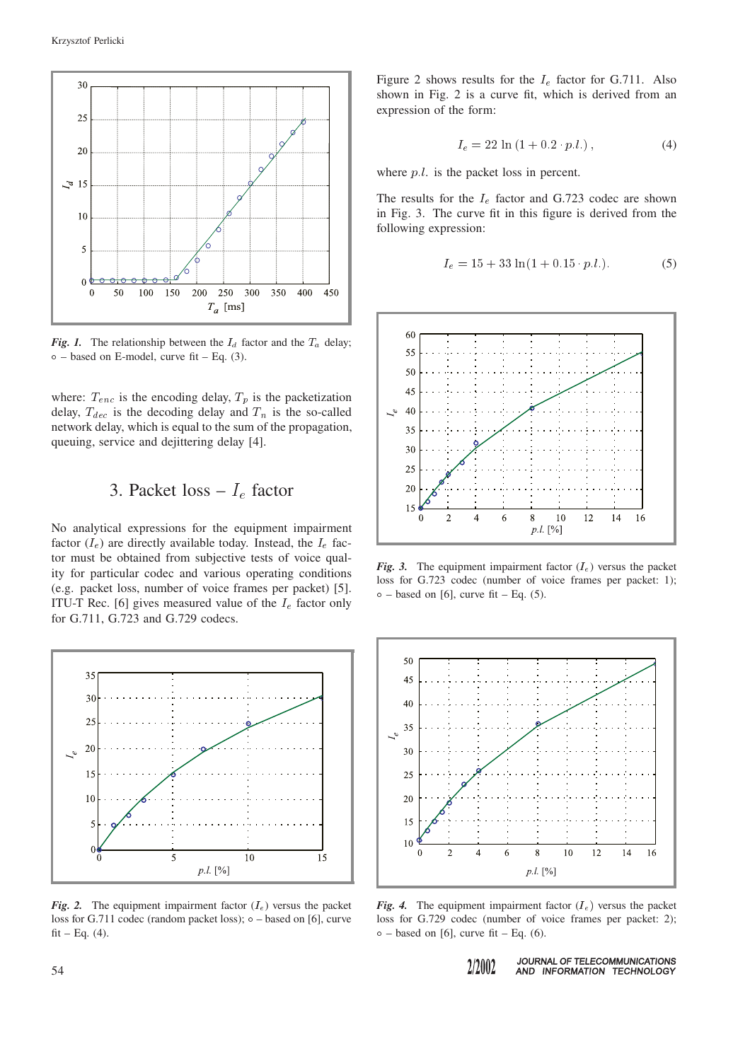*Fig. 1.* The relationship between the $I_d$ factor and the $T_a$ delay; ∘ – based on E-model, curve fit – Eq. (3).

where: $T_{enc}$ is the encoding delay, $T_p$ is the packetization delay, $T_{dec}$ is the decoding delay and $T_n$ is the so-called network delay, which is equal to the sum of the propagation, queuing, service and dejittering delay [4].

## 3. Packet loss – $I_e$ factor

No analytical expressions for the equipment impairment factor ($I_e$) are directly available today. Instead, the $I_e$ factor must be obtained from subjective tests of voice quality for particular codec and various operating conditions (e.g. packet loss, number of voice frames per packet) [5]. ITU-T Rec. [6] gives measured value of the $I_e$ factor only for G.711, G.723 and G.729 codecs.

*Fig. 2.* The equipment impairment factor ($I_e$) versus the packet loss for G.711 codec (random packet loss); ∘ – based on [6], curve fit – Eq. (4).

Figure 2 shows results for the $I_e$ factor for G.711. Also shown in Fig. 2 is a curve fit, which is derived from an expression of the form:

$$I_e = 22 \ln\left(1 + 0.2 \cdot p.l.\right), \tag{4}$$

where $p.l.$ is the packet loss in percent.

The results for the $I_e$ factor and G.723 codec are shown in Fig. 3. The curve fit in this figure is derived from the following expression:

$$I_e = 15 + 33 \ln(1 + 0.15 \cdot p.l.). \tag{5}$$

*Fig. 3.* The equipment impairment factor ($I_e$) versus the packet loss for G.723 codec (number of voice frames per packet: 1); ∘ – based on [6], curve fit – Eq. (5).

*Fig. 4.* The equipment impairment factor ($I_e$) versus the packet loss for G.729 codec (number of voice frames per packet: 2); ∘ – based on [6], curve fit – Eq. (6).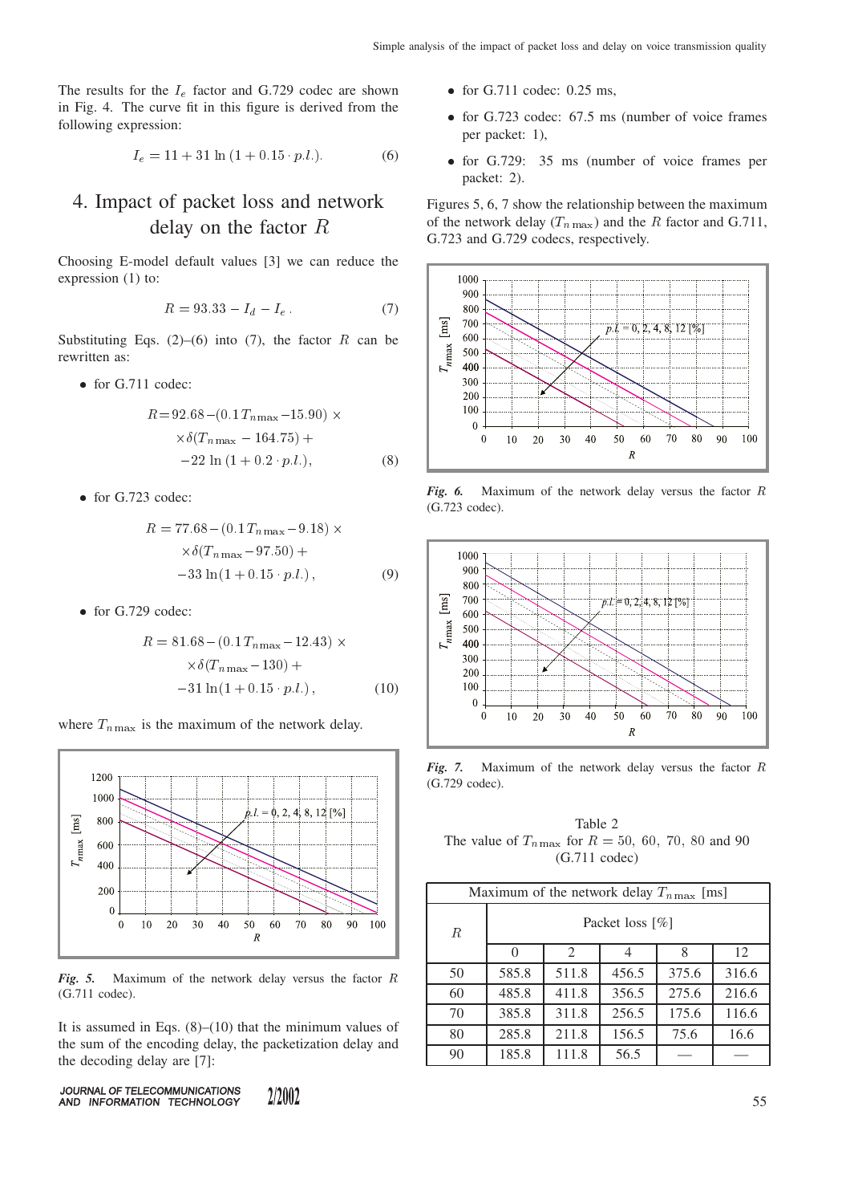The results for the $I_e$ factor and G.729 codec are shown in Fig. 4. The curve fit in this figure is derived from the following expression:

$$I_e = 11 + 31 \ln(1 + 0.15 \cdot p.l.). \tag{6}$$

## 4. Impact of packet loss and network delay on the factor $R$

Choosing E-model default values [3] we can reduce the expression (1) to:

$$R = 93.33 - I_d - I_e . \tag{7}$$

Substituting Eqs. (2)–(6) into (7), the factor $R$ can be rewritten as:

- for G.711 codec:

$$R = 92.68 - (0.1 T_{n\max} - 15.90) \times \delta(T_{n\max} - 164.75) + -22 \ln(1 + 0.2 \cdot p.l.), \tag{8}$$

- for G.723 codec:

$$R = 77.68 - (0.1 T_{n\max} - 9.18) \times \delta(T_{n\max} - 97.50) + -33 \ln(1 + 0.15 \cdot p.l.), \tag{9}$$

- for G.729 codec:

$$R = 81.68 - (0.1 T_{n\max} - 12.43) \times \delta(T_{n\max} - 130) + -31 \ln(1 + 0.15 \cdot p.l.), \tag{10}$$

where $T_{n\max}$ is the maximum of the network delay.

*Fig. 5.* Maximum of the network delay versus the factor $R$ (G.711 codec).

It is assumed in Eqs. (8)–(10) that the minimum values of the sum of the encoding delay, the packetization delay and the decoding delay are [7]:

- for G.711 codec: 0.25 ms,
- for G.723 codec: 67.5 ms (number of voice frames per packet: 1),
- for G.729: 35 ms (number of voice frames per packet: 2).

Figures 5, 6, 7 show the relationship between the maximum of the network delay ($T_{n\max}$) and the $R$ factor and G.711, G.723 and G.729 codecs, respectively.

*Fig. 6.* Maximum of the network delay versus the factor $R$ (G.723 codec).

*Fig. 7.* Maximum of the network delay versus the factor $R$ (G.729 codec).

Table 2
The value of $T_{n\max}$ for $R = 50,\ 60,\ 70,\ 80$ and $90$ (G.711 codec)

| Maximum of the network delay $T_{n\max}$ [ms] | | | | | |
|---|---|---|---|---|---|
| $R$ | Packet loss [%] | | | | |
| | 0 | 2 | 4 | 8 | 12 |
| 50 | 585.8 | 511.8 | 456.5 | 375.6 | 316.6 |
| 60 | 485.8 | 411.8 | 356.5 | 275.6 | 216.6 |
| 70 | 385.8 | 311.8 | 256.5 | 175.6 | 116.6 |
| 80 | 285.8 | 211.8 | 156.5 | 75.6 | 16.6 |
| 90 | 185.8 | 111.8 | 56.5 | — | — |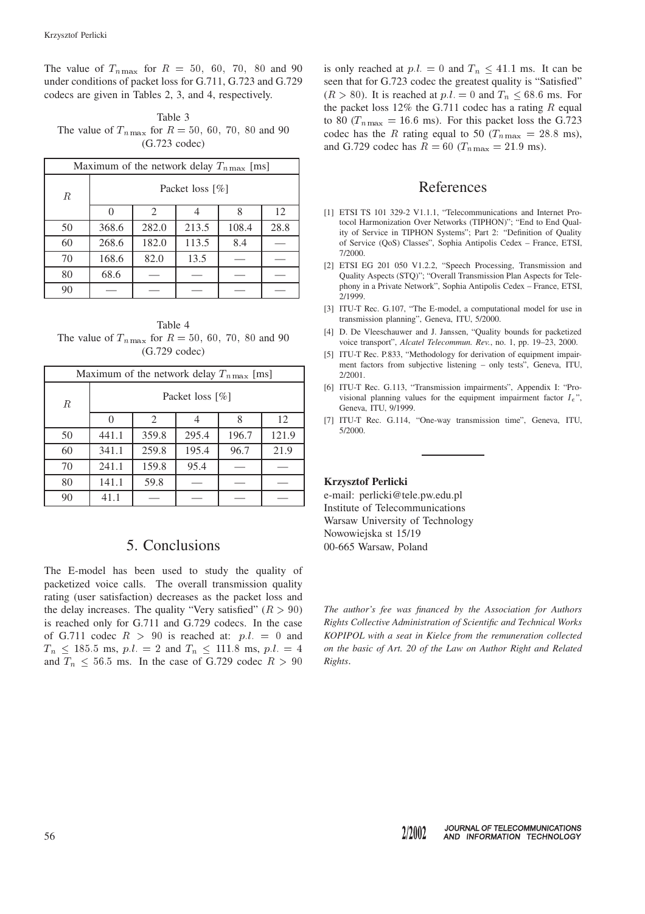The value of $T_{n\max}$ for $R = 50,\ 60,\ 70,\ 80$ and 90 under conditions of packet loss for G.711, G.723 and G.729 codecs are given in Tables 2, 3, and 4, respectively.

Table 3
The value of $T_{n\max}$ for $R = 50,\ 60,\ 70,\ 80$ and 90 (G.723 codec)

| Maximum of the network delay $T_{n\max}$ [ms] | | | | | |
|---|---|---|---|---|---|
| $R$ | Packet loss [%] | | | | |
| | 0 | 2 | 4 | 8 | 12 |
| 50 | 368.6 | 282.0 | 213.5 | 108.4 | 28.8 |
| 60 | 268.6 | 182.0 | 113.5 | 8.4 | — |
| 70 | 168.6 | 82.0 | 13.5 | — | — |
| 80 | 68.6 | — | — | — | — |
| 90 | — | — | — | — | — |

Table 4
The value of $T_{n\max}$ for $R = 50,\ 60,\ 70,\ 80$ and 90 (G.729 codec)

| Maximum of the network delay $T_{n\max}$ [ms] | | | | | |
|---|---|---|---|---|---|
| $R$ | Packet loss [%] | | | | |
| | 0 | 2 | 4 | 8 | 12 |
| 50 | 441.1 | 359.8 | 295.4 | 196.7 | 121.9 |
| 60 | 341.1 | 259.8 | 195.4 | 96.7 | 21.9 |
| 70 | 241.1 | 159.8 | 95.4 | — | — |
| 80 | 141.1 | 59.8 | — | — | — |
| 90 | 41.1 | — | — | — | — |

# 5. Conclusions

The E-model has been used to study the quality of packetized voice calls. The overall transmission quality rating (user satisfaction) decreases as the packet loss and the delay increases. The quality "Very satisfied" ($R > 90$) is reached only for G.711 and G.729 codecs. In the case of G.711 codec $R > 90$ is reached at: $p.l. = 0$ and $T_n \leq 185.5$ ms, $p.l. = 2$ and $T_n \leq 111.8$ ms, $p.l. = 4$ and $T_n \leq 56.5$ ms. In the case of G.729 codec $R > 90$ is only reached at $p.l. = 0$ and $T_n \leq 41.1$ ms. It can be seen that for G.723 codec the greatest quality is "Satisfied" ($R > 80$). It is reached at $p.l. = 0$ and $T_n \leq 68.6$ ms. For the packet loss 12% the G.711 codec has a rating $R$ equal to 80 ($T_{n\max} = 16.6$ ms). For this packet loss the G.723 codec has the $R$ rating equal to 50 ($T_{n\max} = 28.8$ ms), and G.729 codec has $R = 60$ ($T_{n\max} = 21.9$ ms).

# References

[1] ETSI TS 101 329-2 V1.1.1, "Telecommunications and Internet Protocol Harmonization Over Networks (TIPHON)"; "End to End Quality of Service in TIPHON Systems"; Part 2: "Definition of Quality of Service (QoS) Classes", Sophia Antipolis Cedex – France, ETSI, 7/2000.

[2] ETSI EG 201 050 V1.2.2, "Speech Processing, Transmission and Quality Aspects (STQ)"; "Overall Transmission Plan Aspects for Telephony in a Private Network", Sophia Antipolis Cedex – France, ETSI, 2/1999.

[3] ITU-T Rec. G.107, "The E-model, a computational model for use in transmission planning", Geneva, ITU, 5/2000.

[4] D. De Vleeschauwer and J. Janssen, "Quality bounds for packetized voice transport", *Alcatel Telecommun. Rev.*, no. 1, pp. 19–23, 2000.

[5] ITU-T Rec. P.833, "Methodology for derivation of equipment impairment factors from subjective listening – only tests", Geneva, ITU, 2/2001.

[6] ITU-T Rec. G.113, "Transmission impairments", Appendix I: "Provisional planning values for the equipment impairment factor $I_e$", Geneva, ITU, 9/1999.

[7] ITU-T Rec. G.114, "One-way transmission time", Geneva, ITU, 5/2000.

**Krzysztof Perlicki**
e-mail: perlicki@tele.pw.edu.pl
Institute of Telecommunications
Warsaw University of Technology
Nowowiejska st 15/19
00-665 Warsaw, Poland

*The author's fee was financed by the Association for Authors Rights Collective Administration of Scientific and Technical Works KOPIPOL with a seat in Kielce from the remuneration collected on the basic of Art. 20 of the Law on Author Right and Related Rights.*